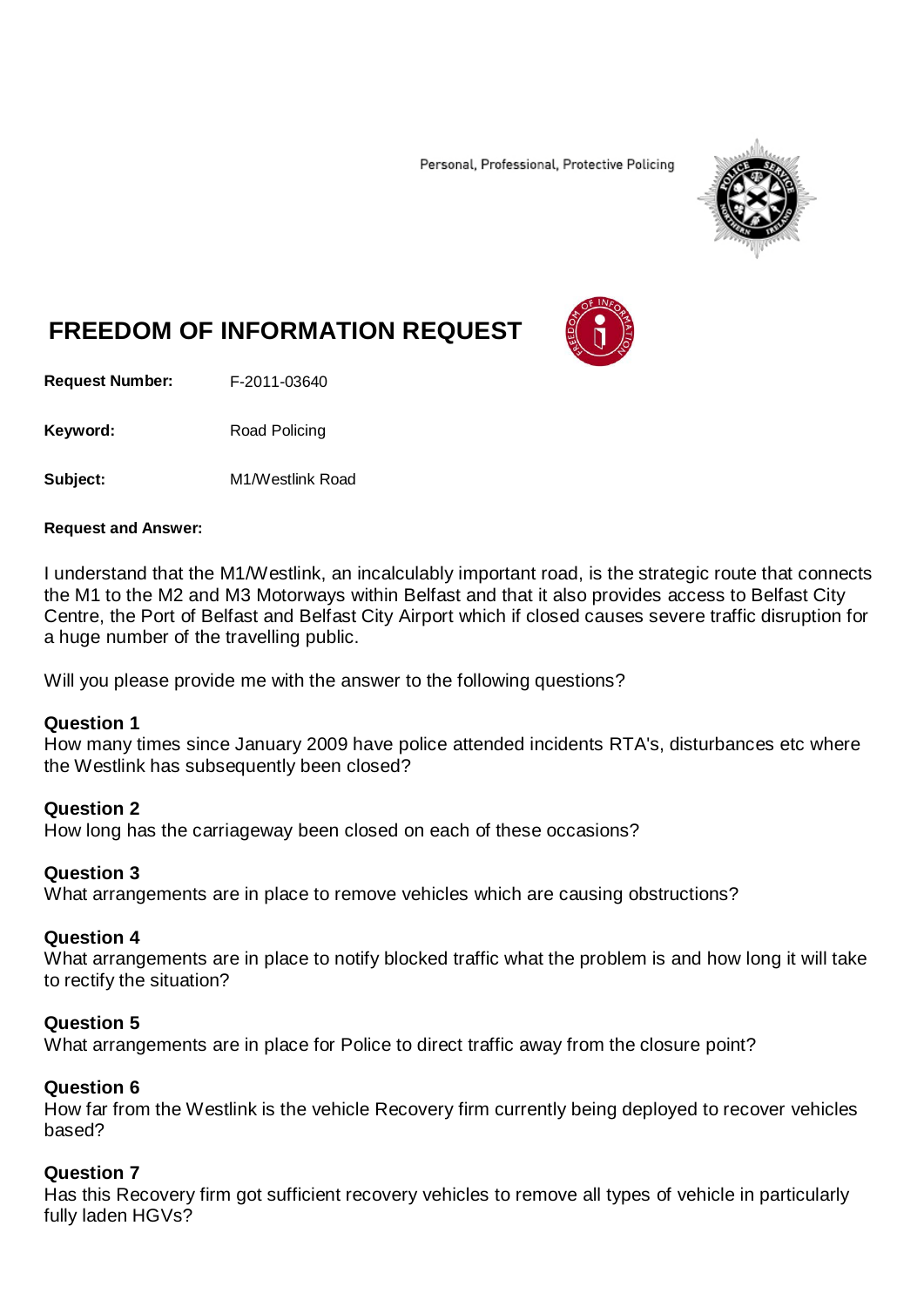Personal, Professional, Protective Policing

# FREEDOM OF INFORMATION REQUEST

**Request Number:** F-2011-03640

**Keyword:** Road Policing

**Subject:** M1/Westlink Road

**Request and Answer:**

I understand that the M1/Westlink, an incalculably important road, is the strategic route that connects the M1 to the M2 and M3 Motorways within Belfast and that it also provides access to Belfast City Centre, the Port of Belfast and Belfast City Airport which if closed causes severe traffic disruption for a huge number of the travelling public.

Will you please provide me with the answer to the following questions?

**Question 1**
How many times since January 2009 have police attended incidents RTA's, disturbances etc where the Westlink has subsequently been closed?

**Question 2**
How long has the carriageway been closed on each of these occasions?

**Question 3**
What arrangements are in place to remove vehicles which are causing obstructions?

**Question 4**
What arrangements are in place to notify blocked traffic what the problem is and how long it will take to rectify the situation?

**Question 5**
What arrangements are in place for Police to direct traffic away from the closure point?

**Question 6**
How far from the Westlink is the vehicle Recovery firm currently being deployed to recover vehicles based?

**Question 7**
Has this Recovery firm got sufficient recovery vehicles to remove all types of vehicle in particularly fully laden HGVs?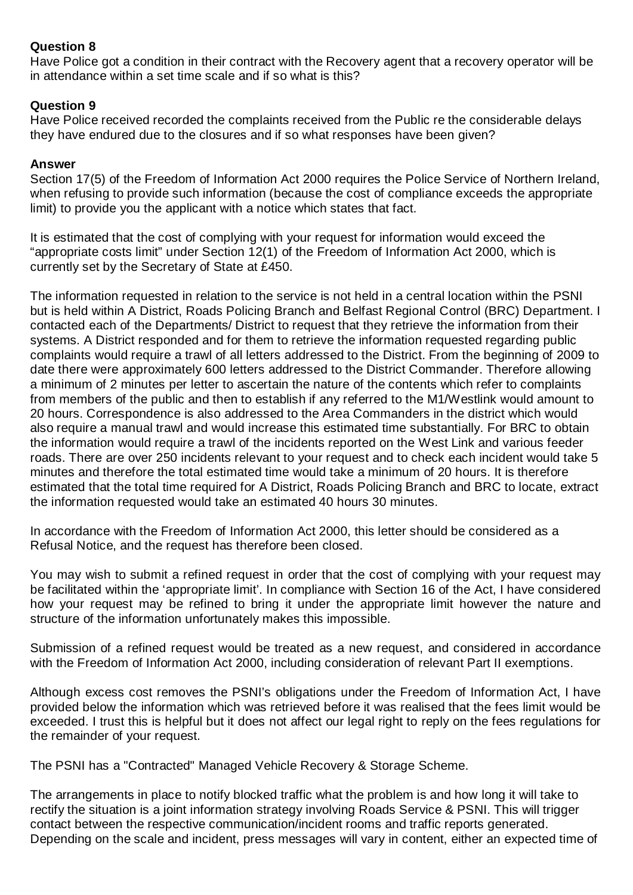**Question 8**
Have Police got a condition in their contract with the Recovery agent that a recovery operator will be in attendance within a set time scale and if so what is this?

**Question 9**
Have Police received recorded the complaints received from the Public re the considerable delays they have endured due to the closures and if so what responses have been given?

**Answer**
Section 17(5) of the Freedom of Information Act 2000 requires the Police Service of Northern Ireland, when refusing to provide such information (because the cost of compliance exceeds the appropriate limit) to provide you the applicant with a notice which states that fact.

It is estimated that the cost of complying with your request for information would exceed the "appropriate costs limit" under Section 12(1) of the Freedom of Information Act 2000, which is currently set by the Secretary of State at £450.

The information requested in relation to the service is not held in a central location within the PSNI but is held within A District, Roads Policing Branch and Belfast Regional Control (BRC) Department. I contacted each of the Departments/ District to request that they retrieve the information from their systems. A District responded and for them to retrieve the information requested regarding public complaints would require a trawl of all letters addressed to the District. From the beginning of 2009 to date there were approximately 600 letters addressed to the District Commander. Therefore allowing a minimum of 2 minutes per letter to ascertain the nature of the contents which refer to complaints from members of the public and then to establish if any referred to the M1/Westlink would amount to 20 hours. Correspondence is also addressed to the Area Commanders in the district which would also require a manual trawl and would increase this estimated time substantially. For BRC to obtain the information would require a trawl of the incidents reported on the West Link and various feeder roads. There are over 250 incidents relevant to your request and to check each incident would take 5 minutes and therefore the total estimated time would take a minimum of 20 hours. It is therefore estimated that the total time required for A District, Roads Policing Branch and BRC to locate, extract the information requested would take an estimated 40 hours 30 minutes.

In accordance with the Freedom of Information Act 2000, this letter should be considered as a Refusal Notice, and the request has therefore been closed.

You may wish to submit a refined request in order that the cost of complying with your request may be facilitated within the 'appropriate limit'. In compliance with Section 16 of the Act, I have considered how your request may be refined to bring it under the appropriate limit however the nature and structure of the information unfortunately makes this impossible.

Submission of a refined request would be treated as a new request, and considered in accordance with the Freedom of Information Act 2000, including consideration of relevant Part II exemptions.

Although excess cost removes the PSNI's obligations under the Freedom of Information Act, I have provided below the information which was retrieved before it was realised that the fees limit would be exceeded. I trust this is helpful but it does not affect our legal right to reply on the fees regulations for the remainder of your request.

The PSNI has a "Contracted" Managed Vehicle Recovery & Storage Scheme.

The arrangements in place to notify blocked traffic what the problem is and how long it will take to rectify the situation is a joint information strategy involving Roads Service & PSNI. This will trigger contact between the respective communication/incident rooms and traffic reports generated. Depending on the scale and incident, press messages will vary in content, either an expected time of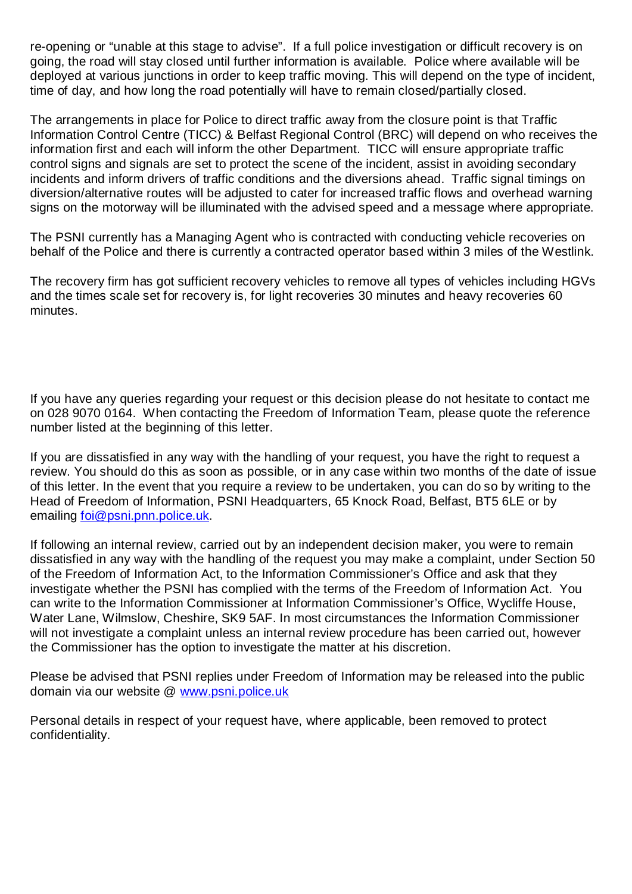re-opening or "unable at this stage to advise". If a full police investigation or difficult recovery is on going, the road will stay closed until further information is available. Police where available will be deployed at various junctions in order to keep traffic moving. This will depend on the type of incident, time of day, and how long the road potentially will have to remain closed/partially closed.

The arrangements in place for Police to direct traffic away from the closure point is that Traffic Information Control Centre (TICC) & Belfast Regional Control (BRC) will depend on who receives the information first and each will inform the other Department. TICC will ensure appropriate traffic control signs and signals are set to protect the scene of the incident, assist in avoiding secondary incidents and inform drivers of traffic conditions and the diversions ahead. Traffic signal timings on diversion/alternative routes will be adjusted to cater for increased traffic flows and overhead warning signs on the motorway will be illuminated with the advised speed and a message where appropriate.

The PSNI currently has a Managing Agent who is contracted with conducting vehicle recoveries on behalf of the Police and there is currently a contracted operator based within 3 miles of the Westlink.

The recovery firm has got sufficient recovery vehicles to remove all types of vehicles including HGVs and the times scale set for recovery is, for light recoveries 30 minutes and heavy recoveries 60 minutes.

If you have any queries regarding your request or this decision please do not hesitate to contact me on 028 9070 0164. When contacting the Freedom of Information Team, please quote the reference number listed at the beginning of this letter.

If you are dissatisfied in any way with the handling of your request, you have the right to request a review. You should do this as soon as possible, or in any case within two months of the date of issue of this letter. In the event that you require a review to be undertaken, you can do so by writing to the Head of Freedom of Information, PSNI Headquarters, 65 Knock Road, Belfast, BT5 6LE or by emailing [foi@psni.pnn.police.uk](mailto:foi@psni.pnn.police.uk).

If following an internal review, carried out by an independent decision maker, you were to remain dissatisfied in any way with the handling of the request you may make a complaint, under Section 50 of the Freedom of Information Act, to the Information Commissioner's Office and ask that they investigate whether the PSNI has complied with the terms of the Freedom of Information Act. You can write to the Information Commissioner at Information Commissioner's Office, Wycliffe House, Water Lane, Wilmslow, Cheshire, SK9 5AF. In most circumstances the Information Commissioner will not investigate a complaint unless an internal review procedure has been carried out, however the Commissioner has the option to investigate the matter at his discretion.

Please be advised that PSNI replies under Freedom of Information may be released into the public domain via our website @ [www.psni.police.uk](http://www.psni.police.uk)

Personal details in respect of your request have, where applicable, been removed to protect confidentiality.